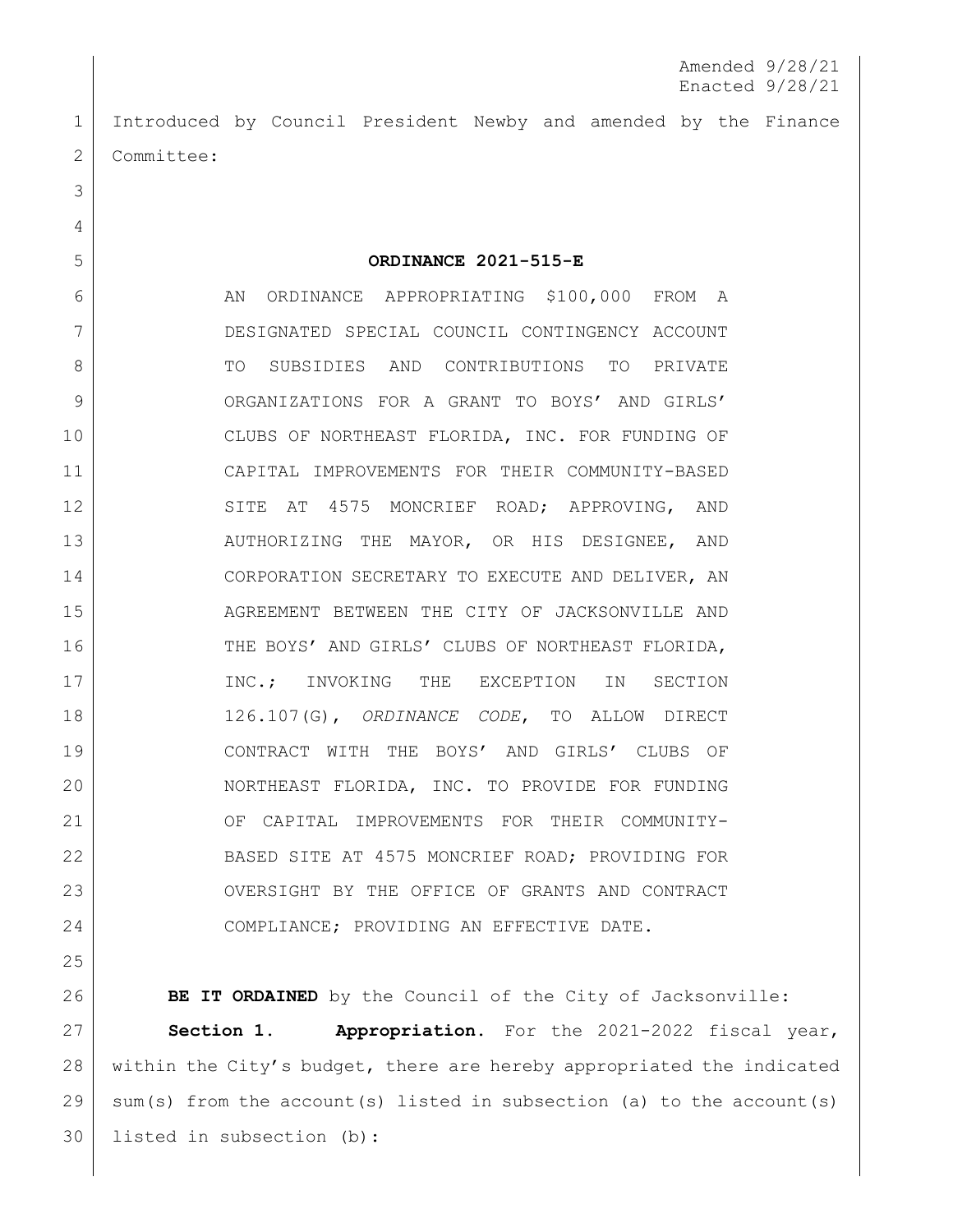Amended 9/28/21
Enacted 9/28/21

Introduced by Council President Newby and amended by the Finance Committee:

**ORDINANCE 2021-515-E**

AN ORDINANCE APPROPRIATING $100,000 FROM A DESIGNATED SPECIAL COUNCIL CONTINGENCY ACCOUNT TO SUBSIDIES AND CONTRIBUTIONS TO PRIVATE ORGANIZATIONS FOR A GRANT TO BOYS' AND GIRLS' CLUBS OF NORTHEAST FLORIDA, INC. FOR FUNDING OF CAPITAL IMPROVEMENTS FOR THEIR COMMUNITY-BASED SITE AT 4575 MONCRIEF ROAD; APPROVING, AND AUTHORIZING THE MAYOR, OR HIS DESIGNEE, AND CORPORATION SECRETARY TO EXECUTE AND DELIVER, AN AGREEMENT BETWEEN THE CITY OF JACKSONVILLE AND THE BOYS' AND GIRLS' CLUBS OF NORTHEAST FLORIDA, INC.; INVOKING THE EXCEPTION IN SECTION 126.107(G), *ORDINANCE CODE*, TO ALLOW DIRECT CONTRACT WITH THE BOYS' AND GIRLS' CLUBS OF NORTHEAST FLORIDA, INC. TO PROVIDE FOR FUNDING OF CAPITAL IMPROVEMENTS FOR THEIR COMMUNITY-BASED SITE AT 4575 MONCRIEF ROAD; PROVIDING FOR OVERSIGHT BY THE OFFICE OF GRANTS AND CONTRACT COMPLIANCE; PROVIDING AN EFFECTIVE DATE.

**BE IT ORDAINED** by the Council of the City of Jacksonville:

**Section 1. Appropriation.** For the 2021-2022 fiscal year, within the City's budget, there are hereby appropriated the indicated sum(s) from the account(s) listed in subsection (a) to the account(s) listed in subsection (b):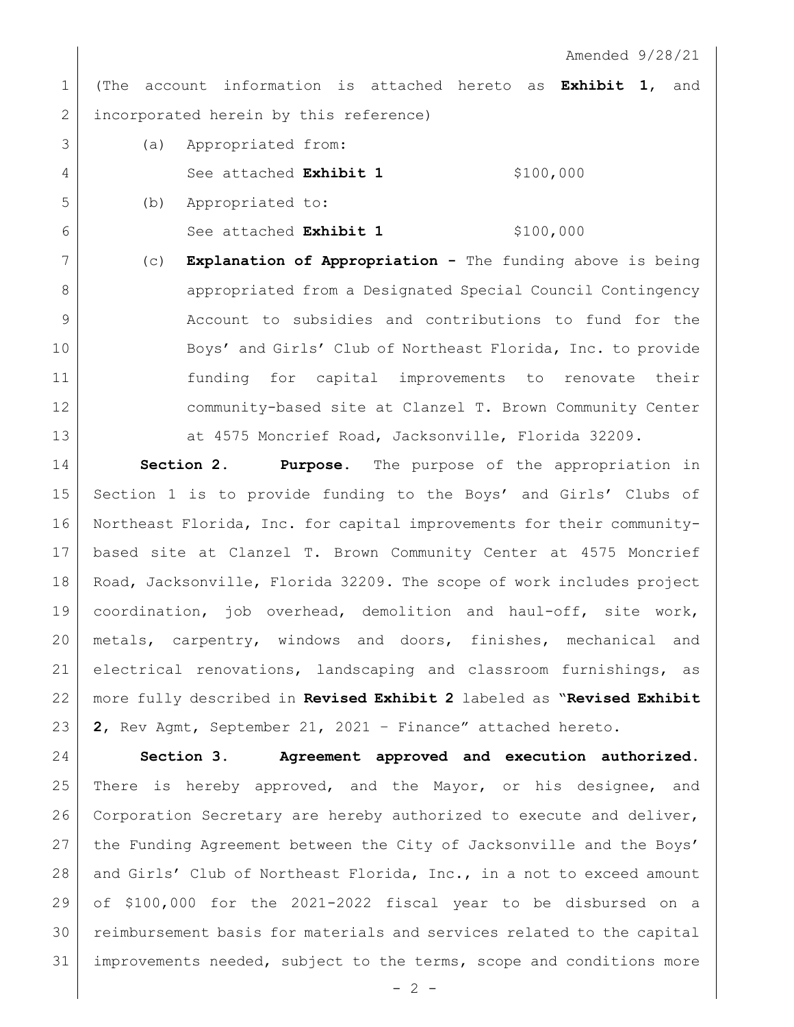Amended 9/28/21

(The account information is attached hereto as **Exhibit 1**, and incorporated herein by this reference)

(a) Appropriated from:

See attached **Exhibit 1** $100,000

(b) Appropriated to:

See attached **Exhibit 1** $100,000

(c) **Explanation of Appropriation -** The funding above is being appropriated from a Designated Special Council Contingency Account to subsidies and contributions to fund for the Boys' and Girls' Club of Northeast Florida, Inc. to provide funding for capital improvements to renovate their community-based site at Clanzel T. Brown Community Center at 4575 Moncrief Road, Jacksonville, Florida 32209.

**Section 2. Purpose.** The purpose of the appropriation in Section 1 is to provide funding to the Boys' and Girls' Clubs of Northeast Florida, Inc. for capital improvements for their community-based site at Clanzel T. Brown Community Center at 4575 Moncrief Road, Jacksonville, Florida 32209. The scope of work includes project coordination, job overhead, demolition and haul-off, site work, metals, carpentry, windows and doors, finishes, mechanical and electrical renovations, landscaping and classroom furnishings, as more fully described in **Revised Exhibit 2** labeled as "**Revised Exhibit 2**, Rev Agmt, September 21, 2021 – Finance" attached hereto.

**Section 3. Agreement approved and execution authorized.** There is hereby approved, and the Mayor, or his designee, and Corporation Secretary are hereby authorized to execute and deliver, the Funding Agreement between the City of Jacksonville and the Boys' and Girls' Club of Northeast Florida, Inc., in a not to exceed amount of $100,000 for the 2021-2022 fiscal year to be disbursed on a reimbursement basis for materials and services related to the capital improvements needed, subject to the terms, scope and conditions more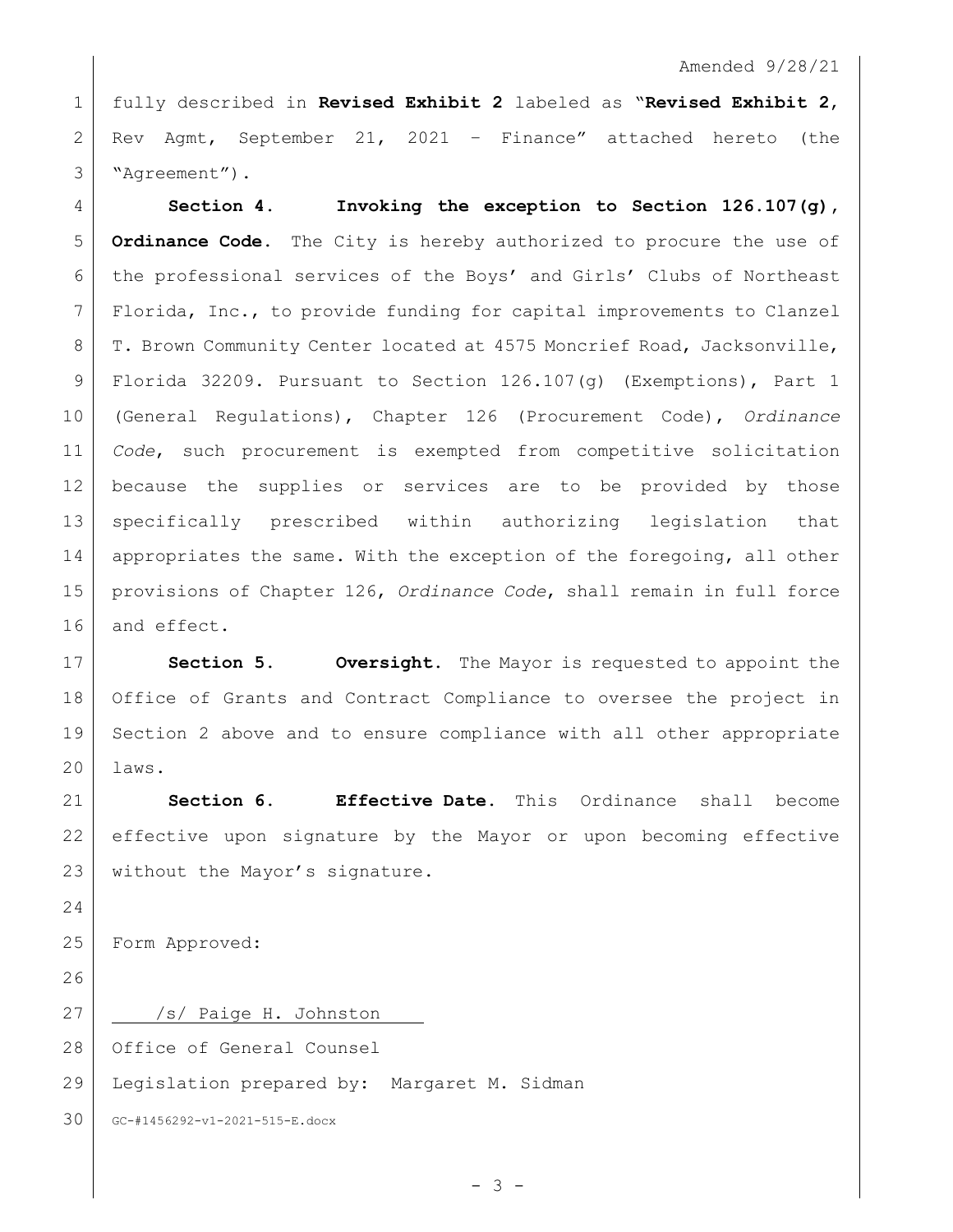Amended 9/28/21

fully described in **Revised Exhibit 2** labeled as "**Revised Exhibit 2**, Rev Agmt, September 21, 2021 – Finance" attached hereto (the "Agreement").

**Section 4. Invoking the exception to Section 126.107(g), Ordinance Code.** The City is hereby authorized to procure the use of the professional services of the Boys' and Girls' Clubs of Northeast Florida, Inc., to provide funding for capital improvements to Clanzel T. Brown Community Center located at 4575 Moncrief Road, Jacksonville, Florida 32209. Pursuant to Section 126.107(g) (Exemptions), Part 1 (General Regulations), Chapter 126 (Procurement Code), *Ordinance Code*, such procurement is exempted from competitive solicitation because the supplies or services are to be provided by those specifically prescribed within authorizing legislation that appropriates the same. With the exception of the foregoing, all other provisions of Chapter 126, *Ordinance Code*, shall remain in full force and effect.

**Section 5. Oversight.** The Mayor is requested to appoint the Office of Grants and Contract Compliance to oversee the project in Section 2 above and to ensure compliance with all other appropriate laws.

**Section 6. Effective Date.** This Ordinance shall become effective upon signature by the Mayor or upon becoming effective without the Mayor's signature.

Form Approved:

/s/ Paige H. Johnston

Office of General Counsel

Legislation prepared by: Margaret M. Sidman

GC-#1456292-v1-2021-515-E.docx